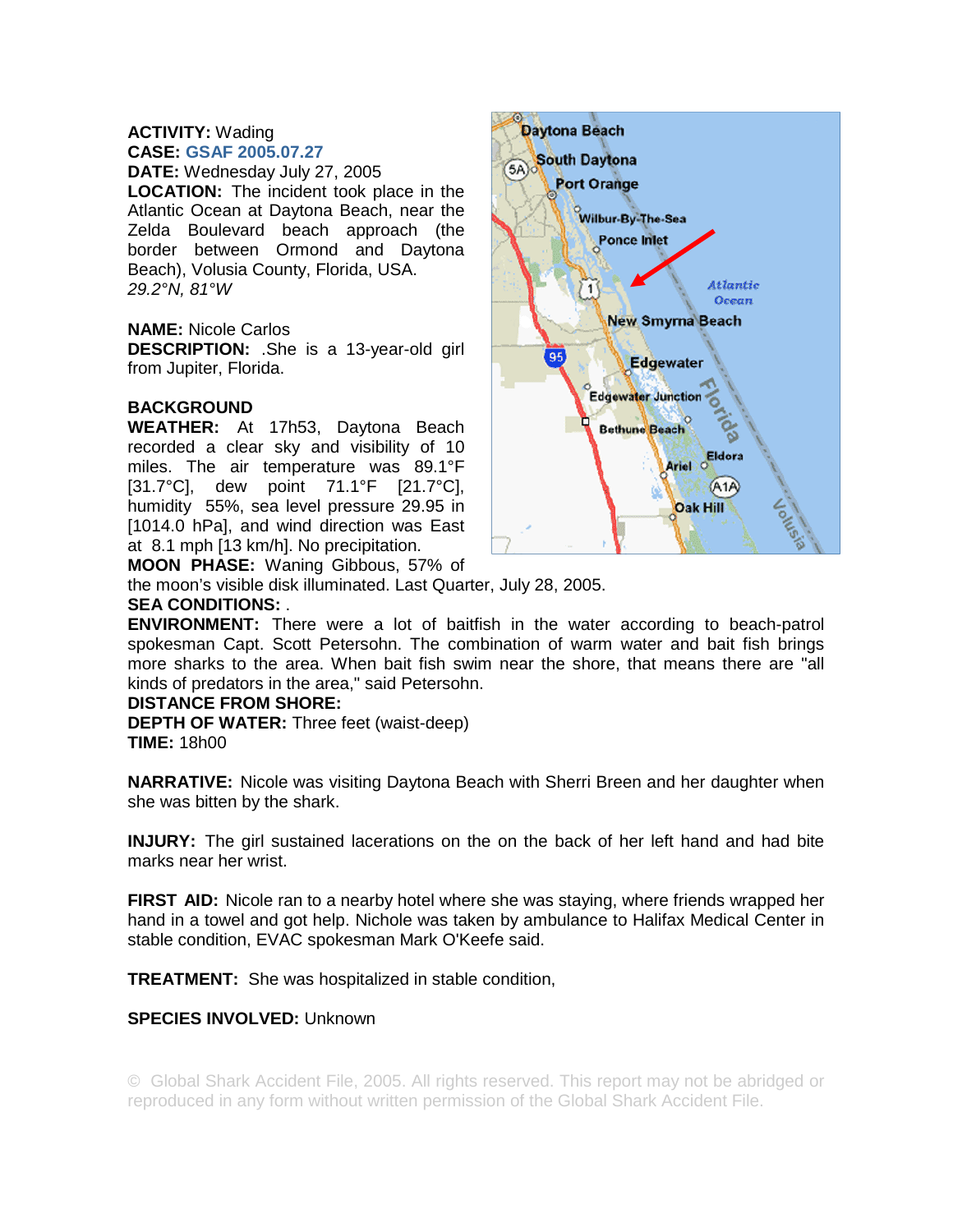**ACTIVITY:** Wading
**CASE:** GSAF 2005.07.27
**DATE:** Wednesday July 27, 2005
**LOCATION:** The incident took place in the Atlantic Ocean at Daytona Beach, near the Zelda Boulevard beach approach (the border between Ormond and Daytona Beach), Volusia County, Florida, USA.
*29.2°N, 81°W*

**NAME:** Nicole Carlos
**DESCRIPTION:** .She is a 13-year-old girl from Jupiter, Florida.

**BACKGROUND**
**WEATHER:** At 17h53, Daytona Beach recorded a clear sky and visibility of 10 miles. The air temperature was 89.1°F [31.7°C], dew point 71.1°F [21.7°C], humidity 55%, sea level pressure 29.95 in [1014.0 hPa], and wind direction was East at 8.1 mph [13 km/h]. No precipitation.
**MOON PHASE:** Waning Gibbous, 57% of the moon's visible disk illuminated. Last Quarter, July 28, 2005.
**SEA CONDITIONS:** .
**ENVIRONMENT:** There were a lot of baitfish in the water according to beach-patrol spokesman Capt. Scott Petersohn. The combination of warm water and bait fish brings more sharks to the area. When bait fish swim near the shore, that means there are "all kinds of predators in the area," said Petersohn.
**DISTANCE FROM SHORE:**
**DEPTH OF WATER:** Three feet (waist-deep)
**TIME:** 18h00

**NARRATIVE:** Nicole was visiting Daytona Beach with Sherri Breen and her daughter when she was bitten by the shark.

**INJURY:** The girl sustained lacerations on the on the back of her left hand and had bite marks near her wrist.

**FIRST AID:** Nicole ran to a nearby hotel where she was staying, where friends wrapped her hand in a towel and got help. Nichole was taken by ambulance to Halifax Medical Center in stable condition, EVAC spokesman Mark O'Keefe said.

**TREATMENT:** She was hospitalized in stable condition,

**SPECIES INVOLVED:** Unknown

© Global Shark Accident File, 2005. All rights reserved. This report may not be abridged or reproduced in any form without written permission of the Global Shark Accident File.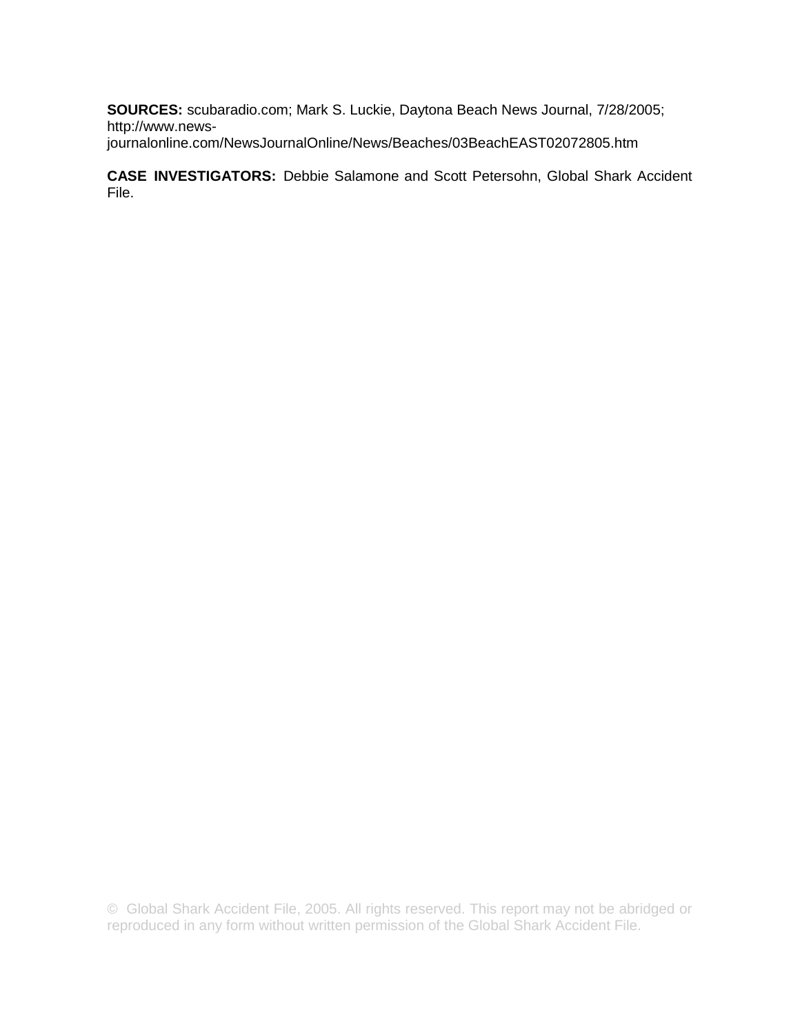**SOURCES:** scubaradio.com; Mark S. Luckie, Daytona Beach News Journal, 7/28/2005; http://www.news-journalonline.com/NewsJournalOnline/News/Beaches/03BeachEAST02072805.htm

**CASE INVESTIGATORS:** Debbie Salamone and Scott Petersohn, Global Shark Accident File.

© Global Shark Accident File, 2005. All rights reserved. This report may not be abridged or reproduced in any form without written permission of the Global Shark Accident File.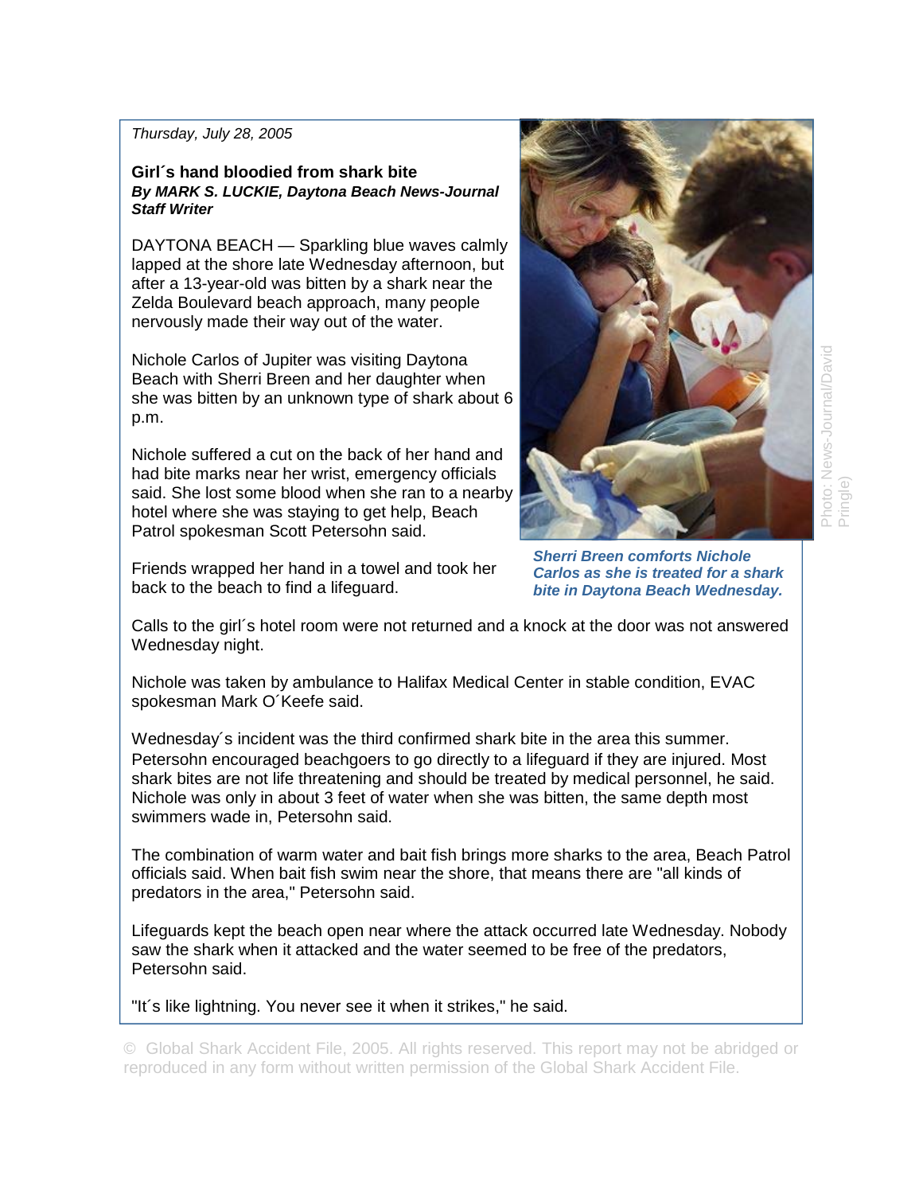*Thursday, July 28, 2005*

**Girl´s hand bloodied from shark bite**
***By MARK S. LUCKIE, Daytona Beach News-Journal Staff Writer***

DAYTONA BEACH — Sparkling blue waves calmly lapped at the shore late Wednesday afternoon, but after a 13-year-old was bitten by a shark near the Zelda Boulevard beach approach, many people nervously made their way out of the water.

Nichole Carlos of Jupiter was visiting Daytona Beach with Sherri Breen and her daughter when she was bitten by an unknown type of shark about 6 p.m.

Nichole suffered a cut on the back of her hand and had bite marks near her wrist, emergency officials said. She lost some blood when she ran to a nearby hotel where she was staying to get help, Beach Patrol spokesman Scott Petersohn said.

Friends wrapped her hand in a towel and took her back to the beach to find a lifeguard.

***Sherri Breen comforts Nichole Carlos as she is treated for a shark bite in Daytona Beach Wednesday.***

Photo: News-Journal/David Pringle)

Calls to the girl´s hotel room were not returned and a knock at the door was not answered Wednesday night.

Nichole was taken by ambulance to Halifax Medical Center in stable condition, EVAC spokesman Mark O´Keefe said.

Wednesday´s incident was the third confirmed shark bite in the area this summer. Petersohn encouraged beachgoers to go directly to a lifeguard if they are injured. Most shark bites are not life threatening and should be treated by medical personnel, he said. Nichole was only in about 3 feet of water when she was bitten, the same depth most swimmers wade in, Petersohn said.

The combination of warm water and bait fish brings more sharks to the area, Beach Patrol officials said. When bait fish swim near the shore, that means there are "all kinds of predators in the area," Petersohn said.

Lifeguards kept the beach open near where the attack occurred late Wednesday. Nobody saw the shark when it attacked and the water seemed to be free of the predators, Petersohn said.

"It´s like lightning. You never see it when it strikes," he said.

© Global Shark Accident File, 2005. All rights reserved. This report may not be abridged or reproduced in any form without written permission of the Global Shark Accident File.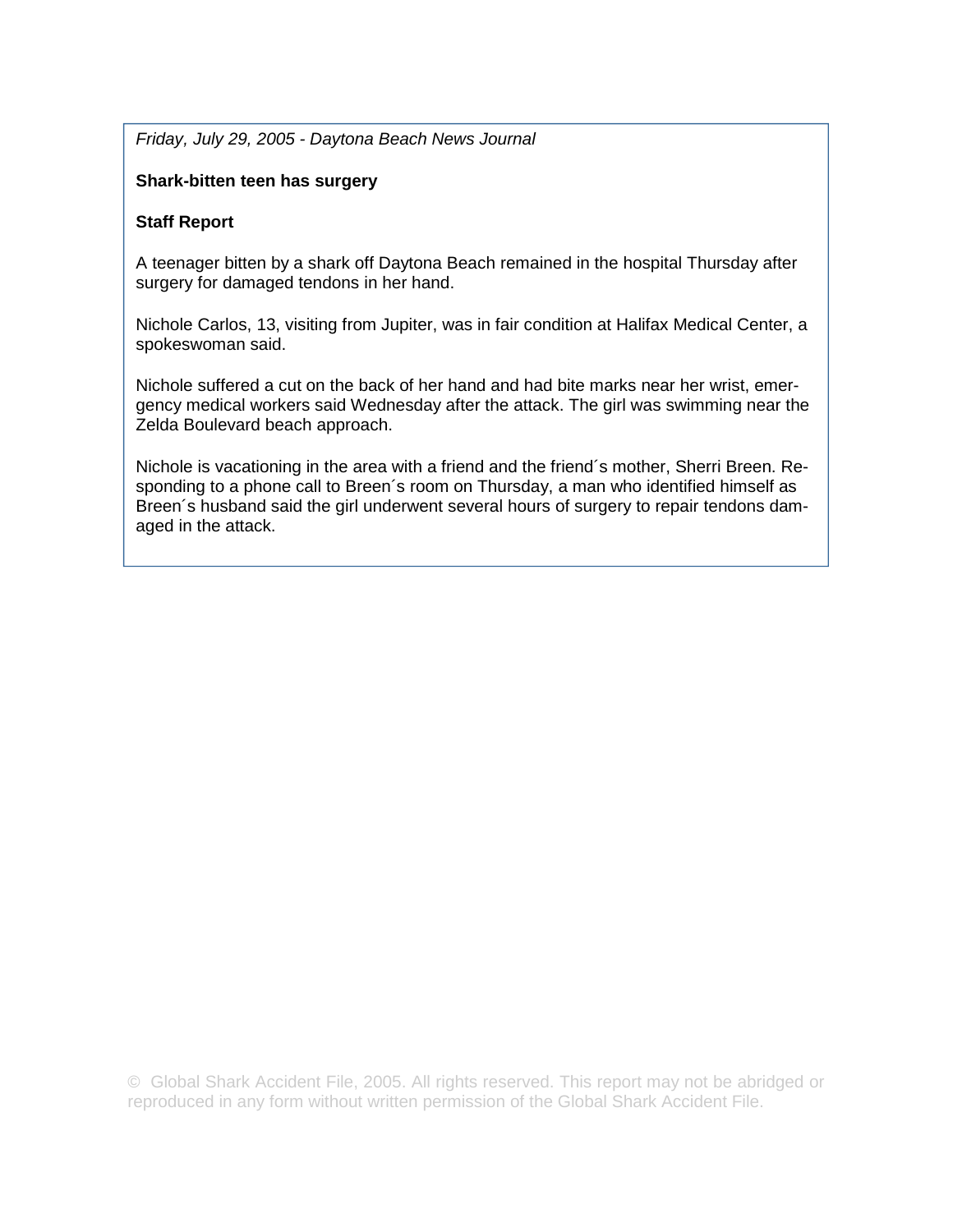*Friday, July 29, 2005 - Daytona Beach News Journal*

**Shark-bitten teen has surgery**

**Staff Report**

A teenager bitten by a shark off Daytona Beach remained in the hospital Thursday after surgery for damaged tendons in her hand.

Nichole Carlos, 13, visiting from Jupiter, was in fair condition at Halifax Medical Center, a spokeswoman said.

Nichole suffered a cut on the back of her hand and had bite marks near her wrist, emergency medical workers said Wednesday after the attack. The girl was swimming near the Zelda Boulevard beach approach.

Nichole is vacationing in the area with a friend and the friend´s mother, Sherri Breen. Responding to a phone call to Breen´s room on Thursday, a man who identified himself as Breen´s husband said the girl underwent several hours of surgery to repair tendons damaged in the attack.

© Global Shark Accident File, 2005. All rights reserved. This report may not be abridged or reproduced in any form without written permission of the Global Shark Accident File.